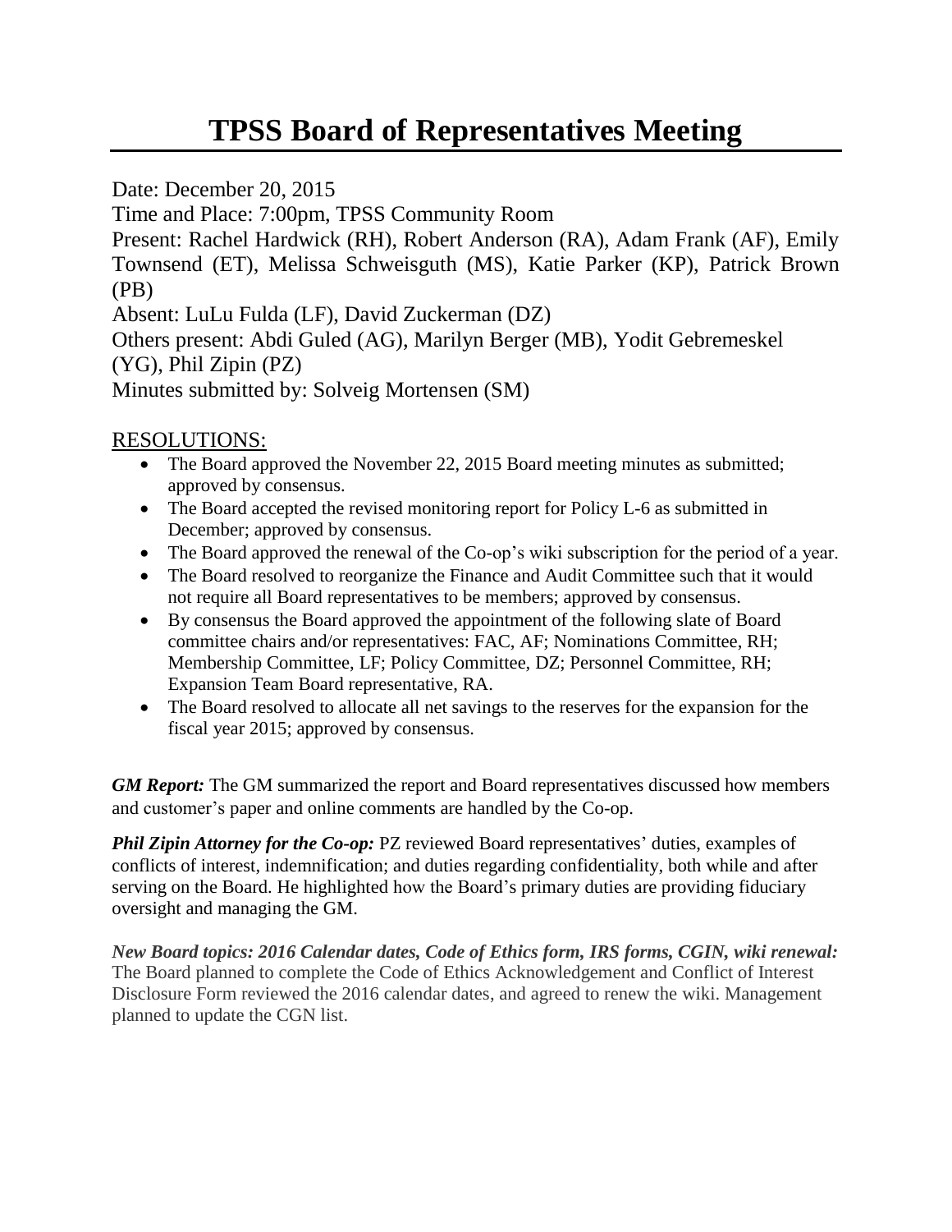# TPSS Board of Representatives Meeting

Date: December 20, 2015
Time and Place: 7:00pm, TPSS Community Room
Present: Rachel Hardwick (RH), Robert Anderson (RA), Adam Frank (AF), Emily Townsend (ET), Melissa Schweisguth (MS), Katie Parker (KP), Patrick Brown (PB)
Absent: LuLu Fulda (LF), David Zuckerman (DZ)
Others present: Abdi Guled (AG), Marilyn Berger (MB), Yodit Gebremeskel (YG), Phil Zipin (PZ)
Minutes submitted by: Solveig Mortensen (SM)

## RESOLUTIONS:

- The Board approved the November 22, 2015 Board meeting minutes as submitted; approved by consensus.
- The Board accepted the revised monitoring report for Policy L-6 as submitted in December; approved by consensus.
- The Board approved the renewal of the Co-op's wiki subscription for the period of a year.
- The Board resolved to reorganize the Finance and Audit Committee such that it would not require all Board representatives to be members; approved by consensus.
- By consensus the Board approved the appointment of the following slate of Board committee chairs and/or representatives: FAC, AF; Nominations Committee, RH; Membership Committee, LF; Policy Committee, DZ; Personnel Committee, RH; Expansion Team Board representative, RA.
- The Board resolved to allocate all net savings to the reserves for the expansion for the fiscal year 2015; approved by consensus.

***GM Report:*** The GM summarized the report and Board representatives discussed how members and customer's paper and online comments are handled by the Co-op.

***Phil Zipin Attorney for the Co-op:*** PZ reviewed Board representatives' duties, examples of conflicts of interest, indemnification; and duties regarding confidentiality, both while and after serving on the Board. He highlighted how the Board's primary duties are providing fiduciary oversight and managing the GM.

***New Board topics: 2016 Calendar dates, Code of Ethics form, IRS forms, CGIN, wiki renewal:*** The Board planned to complete the Code of Ethics Acknowledgement and Conflict of Interest Disclosure Form reviewed the 2016 calendar dates, and agreed to renew the wiki. Management planned to update the CGN list.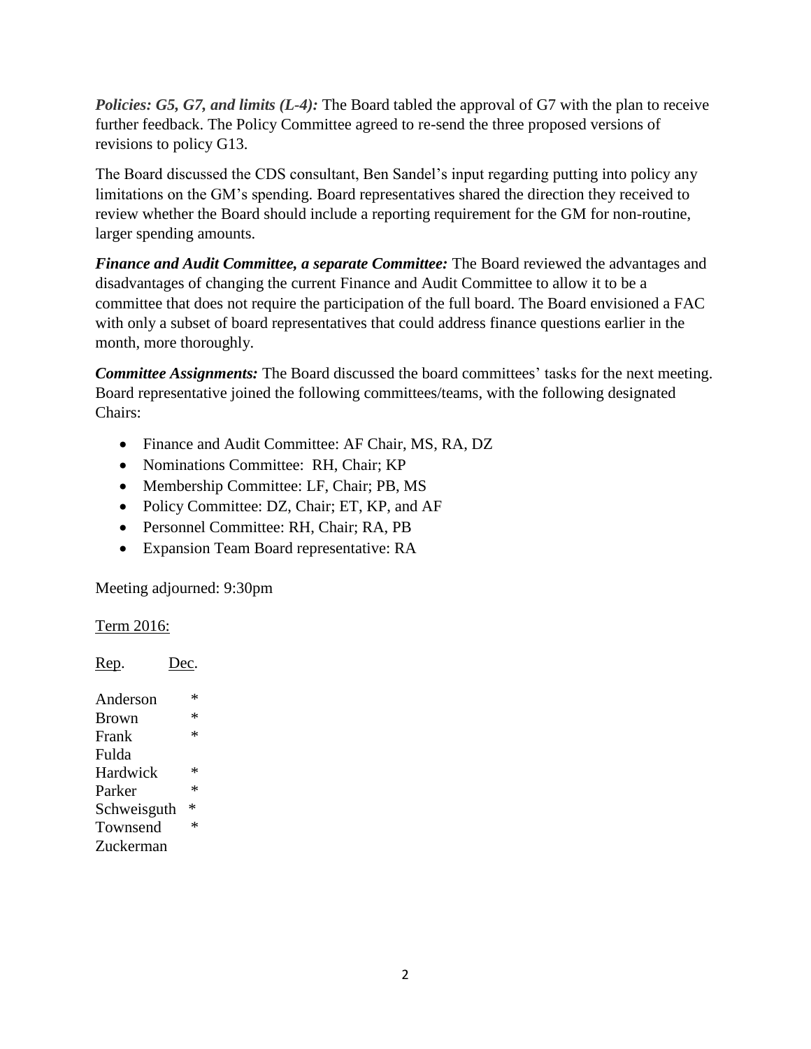***Policies: G5, G7, and limits (L-4):*** The Board tabled the approval of G7 with the plan to receive further feedback. The Policy Committee agreed to re-send the three proposed versions of revisions to policy G13.

The Board discussed the CDS consultant, Ben Sandel's input regarding putting into policy any limitations on the GM's spending. Board representatives shared the direction they received to review whether the Board should include a reporting requirement for the GM for non-routine, larger spending amounts.

***Finance and Audit Committee, a separate Committee:*** The Board reviewed the advantages and disadvantages of changing the current Finance and Audit Committee to allow it to be a committee that does not require the participation of the full board. The Board envisioned a FAC with only a subset of board representatives that could address finance questions earlier in the month, more thoroughly.

***Committee Assignments:*** The Board discussed the board committees' tasks for the next meeting. Board representative joined the following committees/teams, with the following designated Chairs:

- Finance and Audit Committee: AF Chair, MS, RA, DZ
- Nominations Committee: RH, Chair; KP
- Membership Committee: LF, Chair; PB, MS
- Policy Committee: DZ, Chair; ET, KP, and AF
- Personnel Committee: RH, Chair; RA, PB
- Expansion Team Board representative: RA

Meeting adjourned: 9:30pm

<u>Term 2016:</u>

| <u>Rep</u>. | <u>Dec</u>. |
|---|---|
| Anderson | * |
| Brown | * |
| Frank | * |
| Fulda | |
| Hardwick | * |
| Parker | * |
| Schweisguth | * |
| Townsend | * |
| Zuckerman | |